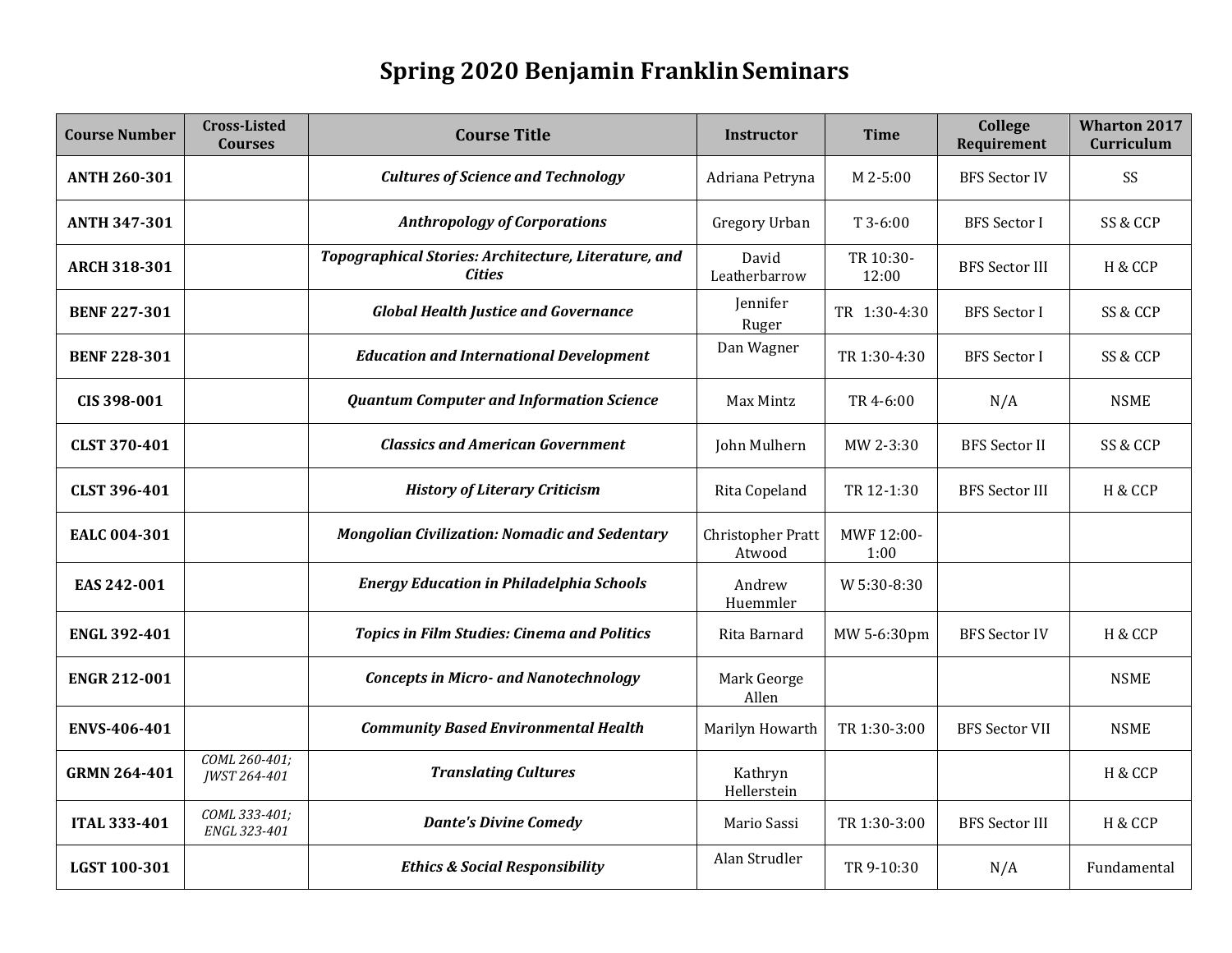# Spring 2020 Benjamin Franklin Seminars

| Course Number | Cross-Listed Courses | Course Title | Instructor | Time | College Requirement | Wharton 2017 Curriculum |
|---|---|---|---|---|---|---|
| **ANTH 260-301** | | ***Cultures of Science and Technology*** | Adriana Petryna | M 2-5:00 | BFS Sector IV | SS |
| **ANTH 347-301** | | ***Anthropology of Corporations*** | Gregory Urban | T 3-6:00 | BFS Sector I | SS & CCP |
| **ARCH 318-301** | | ***Topographical Stories: Architecture, Literature, and Cities*** | David Leatherbarrow | TR 10:30-12:00 | BFS Sector III | H & CCP |
| **BENF 227-301** | | ***Global Health Justice and Governance*** | Jennifer Ruger | TR 1:30-4:30 | BFS Sector I | SS & CCP |
| **BENF 228-301** | | ***Education and International Development*** | Dan Wagner | TR 1:30-4:30 | BFS Sector I | SS & CCP |
| **CIS 398-001** | | ***Quantum Computer and Information Science*** | Max Mintz | TR 4-6:00 | N/A | NSME |
| **CLST 370-401** | | ***Classics and American Government*** | John Mulhern | MW 2-3:30 | BFS Sector II | SS & CCP |
| **CLST 396-401** | | ***History of Literary Criticism*** | Rita Copeland | TR 12-1:30 | BFS Sector III | H & CCP |
| **EALC 004-301** | | ***Mongolian Civilization: Nomadic and Sedentary*** | Christopher Pratt Atwood | MWF 12:00-1:00 | | |
| **EAS 242-001** | | ***Energy Education in Philadelphia Schools*** | Andrew Huemmler | W 5:30-8:30 | | |
| **ENGL 392-401** | | ***Topics in Film Studies: Cinema and Politics*** | Rita Barnard | MW 5-6:30pm | BFS Sector IV | H & CCP |
| **ENGR 212-001** | | ***Concepts in Micro- and Nanotechnology*** | Mark George Allen | | | NSME |
| **ENVS-406-401** | | ***Community Based Environmental Health*** | Marilyn Howarth | TR 1:30-3:00 | BFS Sector VII | NSME |
| **GRMN 264-401** | *COML 260-401; JWST 264-401* | ***Translating Cultures*** | Kathryn Hellerstein | | | H & CCP |
| **ITAL 333-401** | *COML 333-401; ENGL 323-401* | ***Dante's Divine Comedy*** | Mario Sassi | TR 1:30-3:00 | BFS Sector III | H & CCP |
| **LGST 100-301** | | ***Ethics & Social Responsibility*** | Alan Strudler | TR 9-10:30 | N/A | Fundamental |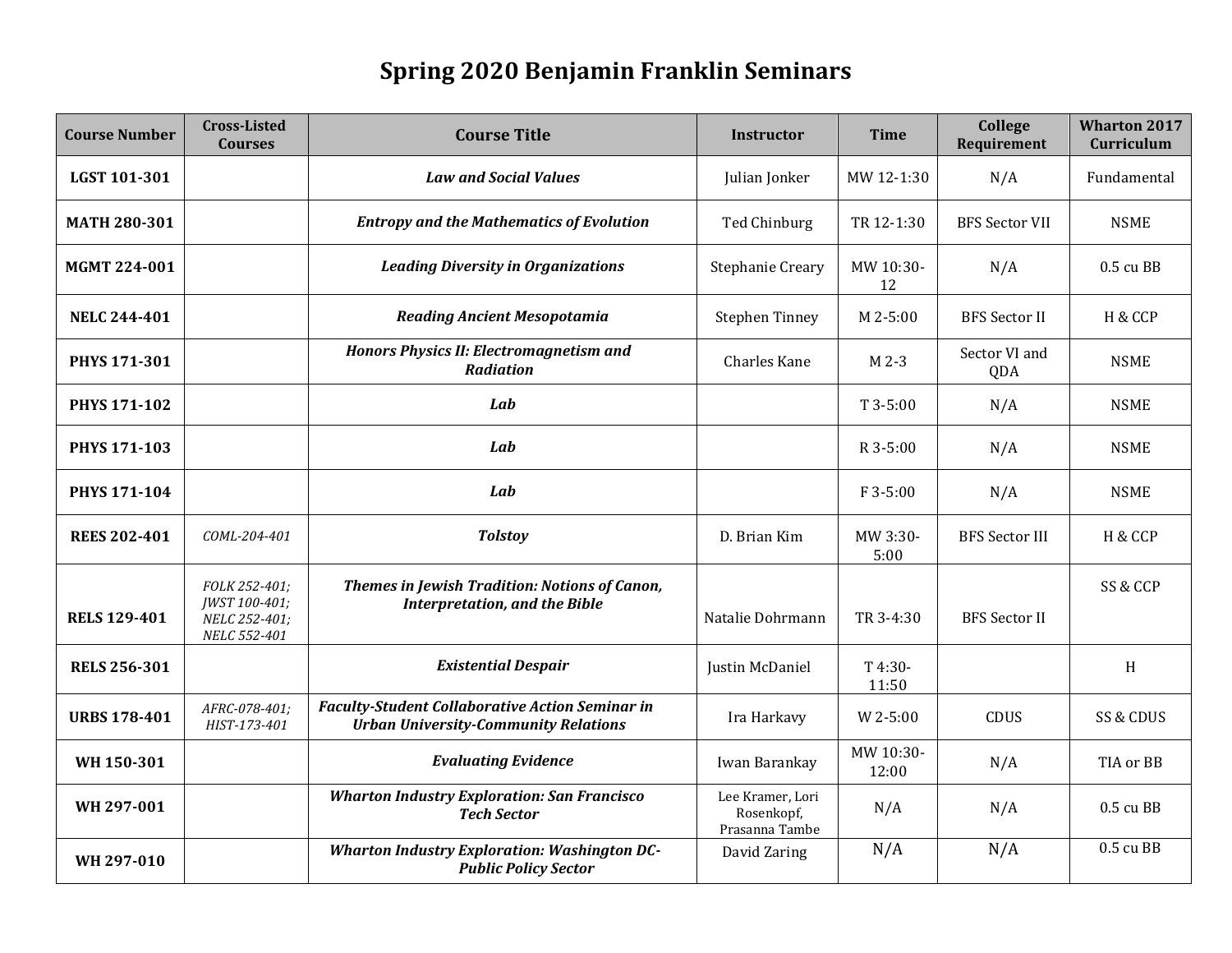# Spring 2020 Benjamin Franklin Seminars

| Course Number | Cross-Listed Courses | Course Title | Instructor | Time | College Requirement | Wharton 2017 Curriculum |
|---|---|---|---|---|---|---|
| **LGST 101-301** | | ***Law and Social Values*** | Julian Jonker | MW 12-1:30 | N/A | Fundamental |
| **MATH 280-301** | | ***Entropy and the Mathematics of Evolution*** | Ted Chinburg | TR 12-1:30 | BFS Sector VII | NSME |
| **MGMT 224-001** | | ***Leading Diversity in Organizations*** | Stephanie Creary | MW 10:30-12 | N/A | 0.5 cu BB |
| **NELC 244-401** | | ***Reading Ancient Mesopotamia*** | Stephen Tinney | M 2-5:00 | BFS Sector II | H & CCP |
| **PHYS 171-301** | | ***Honors Physics II: Electromagnetism and Radiation*** | Charles Kane | M 2-3 | Sector VI and QDA | NSME |
| **PHYS 171-102** | | ***Lab*** | | T 3-5:00 | N/A | NSME |
| **PHYS 171-103** | | ***Lab*** | | R 3-5:00 | N/A | NSME |
| **PHYS 171-104** | | ***Lab*** | | F 3-5:00 | N/A | NSME |
| **REES 202-401** | *COML-204-401* | ***Tolstoy*** | D. Brian Kim | MW 3:30-5:00 | BFS Sector III | H & CCP |
| **RELS 129-401** | *FOLK 252-401; JWST 100-401; NELC 252-401; NELC 552-401* | ***Themes in Jewish Tradition: Notions of Canon, Interpretation, and the Bible*** | Natalie Dohrmann | TR 3-4:30 | BFS Sector II | SS & CCP |
| **RELS 256-301** | | ***Existential Despair*** | Justin McDaniel | T 4:30-11:50 | | H |
| **URBS 178-401** | *AFRC-078-401; HIST-173-401* | ***Faculty-Student Collaborative Action Seminar in Urban University-Community Relations*** | Ira Harkavy | W 2-5:00 | CDUS | SS & CDUS |
| **WH 150-301** | | ***Evaluating Evidence*** | Iwan Barankay | MW 10:30-12:00 | N/A | TIA or BB |
| **WH 297-001** | | ***Wharton Industry Exploration: San Francisco Tech Sector*** | Lee Kramer, Lori Rosenkopf, Prasanna Tambe | N/A | N/A | 0.5 cu BB |
| **WH 297-010** | | ***Wharton Industry Exploration: Washington DC-Public Policy Sector*** | David Zaring | N/A | N/A | 0.5 cu BB |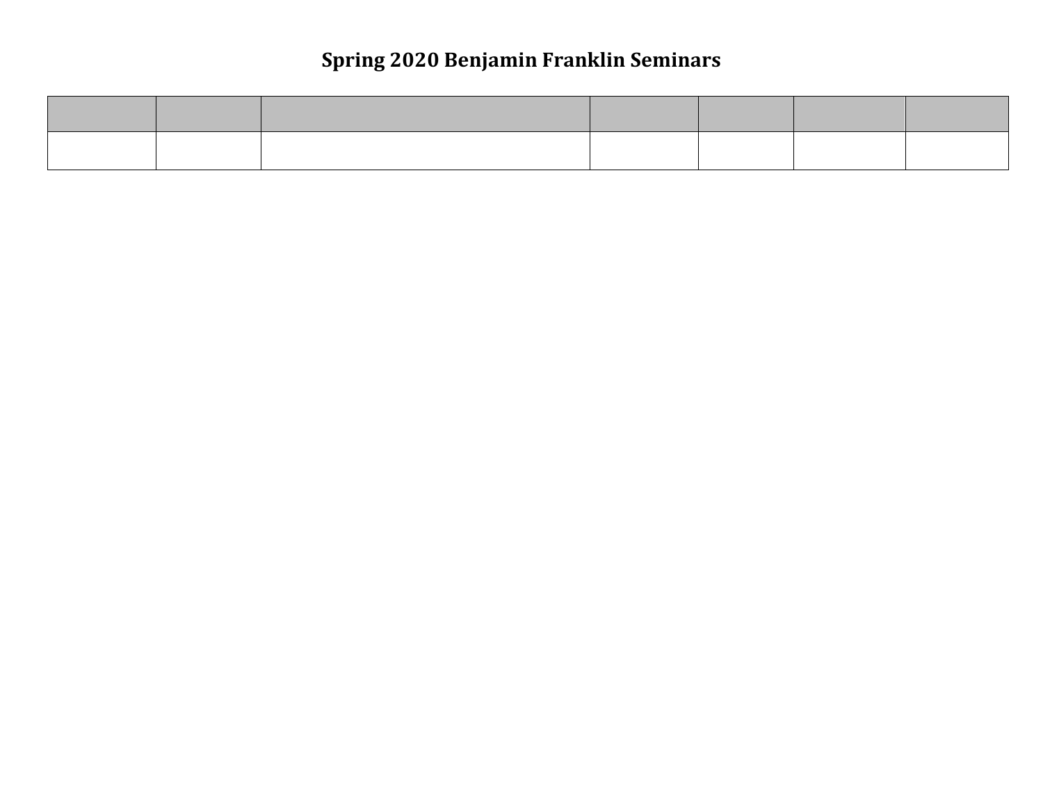# Spring 2020 Benjamin Franklin Seminars

| | | | | | | |
|---|---|---|---|---|---|---|
| | | | | | | |